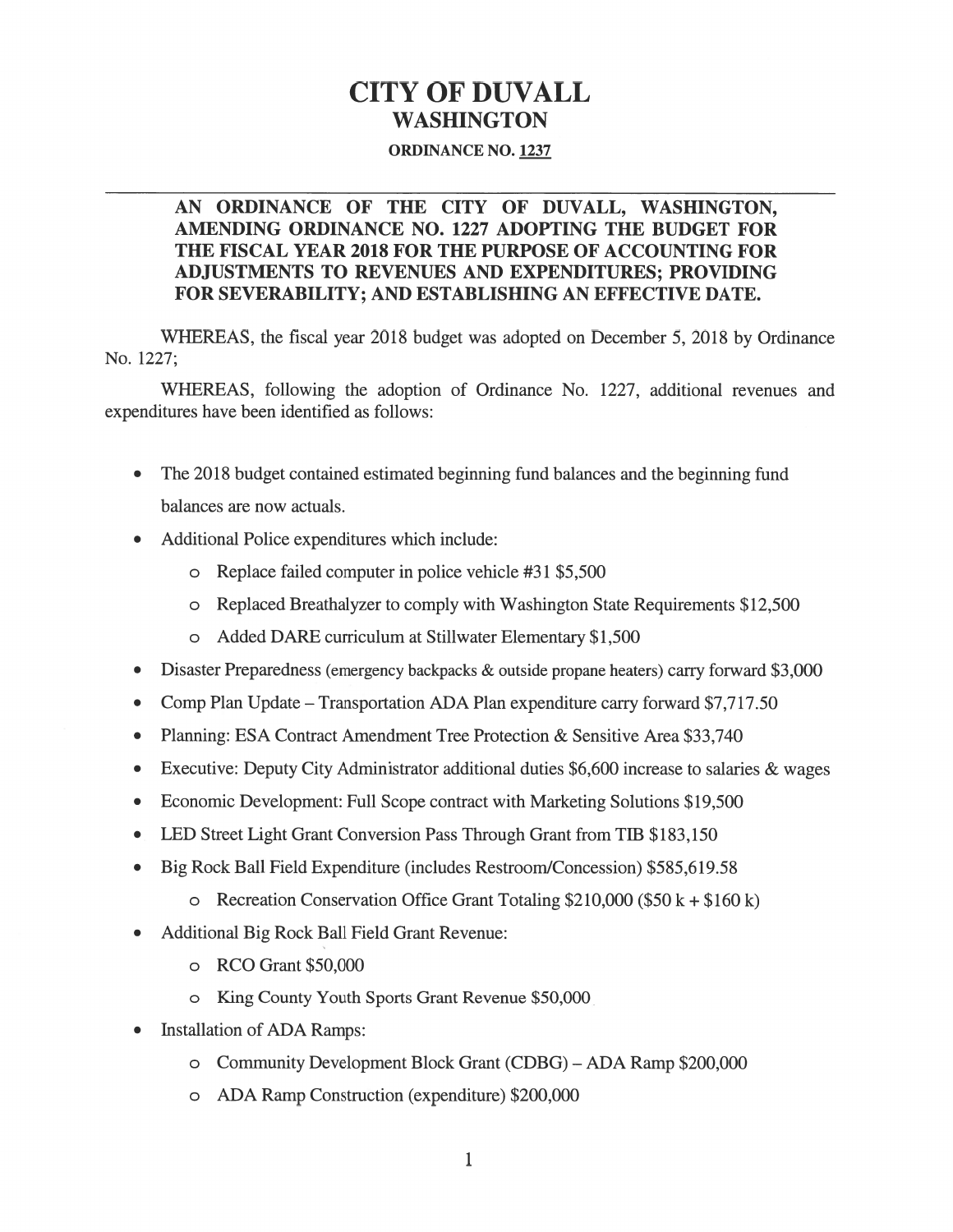# CITY OF DUVALL
## WASHINGTON

**ORDINANCE NO. 1237**

---

**AN ORDINANCE OF THE CITY OF DUVALL, WASHINGTON, AMENDING ORDINANCE NO. 1227 ADOPTING THE BUDGET FOR THE FISCAL YEAR 2018 FOR THE PURPOSE OF ACCOUNTING FOR ADJUSTMENTS TO REVENUES AND EXPENDITURES; PROVIDING FOR SEVERABILITY; AND ESTABLISHING AN EFFECTIVE DATE.**

WHEREAS, the fiscal year 2018 budget was adopted on December 5, 2018 by Ordinance No. 1227;

WHEREAS, following the adoption of Ordinance No. 1227, additional revenues and expenditures have been identified as follows:

- The 2018 budget contained estimated beginning fund balances and the beginning fund balances are now actuals.
- Additional Police expenditures which include:
  - Replace failed computer in police vehicle #31 $5,500
  - Replaced Breathalyzer to comply with Washington State Requirements $12,500
  - Added DARE curriculum at Stillwater Elementary $1,500
- Disaster Preparedness (emergency backpacks & outside propane heaters) carry forward $3,000
- Comp Plan Update – Transportation ADA Plan expenditure carry forward $7,717.50
- Planning: ESA Contract Amendment Tree Protection & Sensitive Area $33,740
- Executive: Deputy City Administrator additional duties $6,600 increase to salaries & wages
- Economic Development: Full Scope contract with Marketing Solutions $19,500
- LED Street Light Grant Conversion Pass Through Grant from TIB $183,150
- Big Rock Ball Field Expenditure (includes Restroom/Concession) $585,619.58
  - Recreation Conservation Office Grant Totaling $210,000 ($50 k + $160 k)
- Additional Big Rock Ball Field Grant Revenue:
  - RCO Grant $50,000
  - King County Youth Sports Grant Revenue $50,000
- Installation of ADA Ramps:
  - Community Development Block Grant (CDBG) – ADA Ramp $200,000
  - ADA Ramp Construction (expenditure) $200,000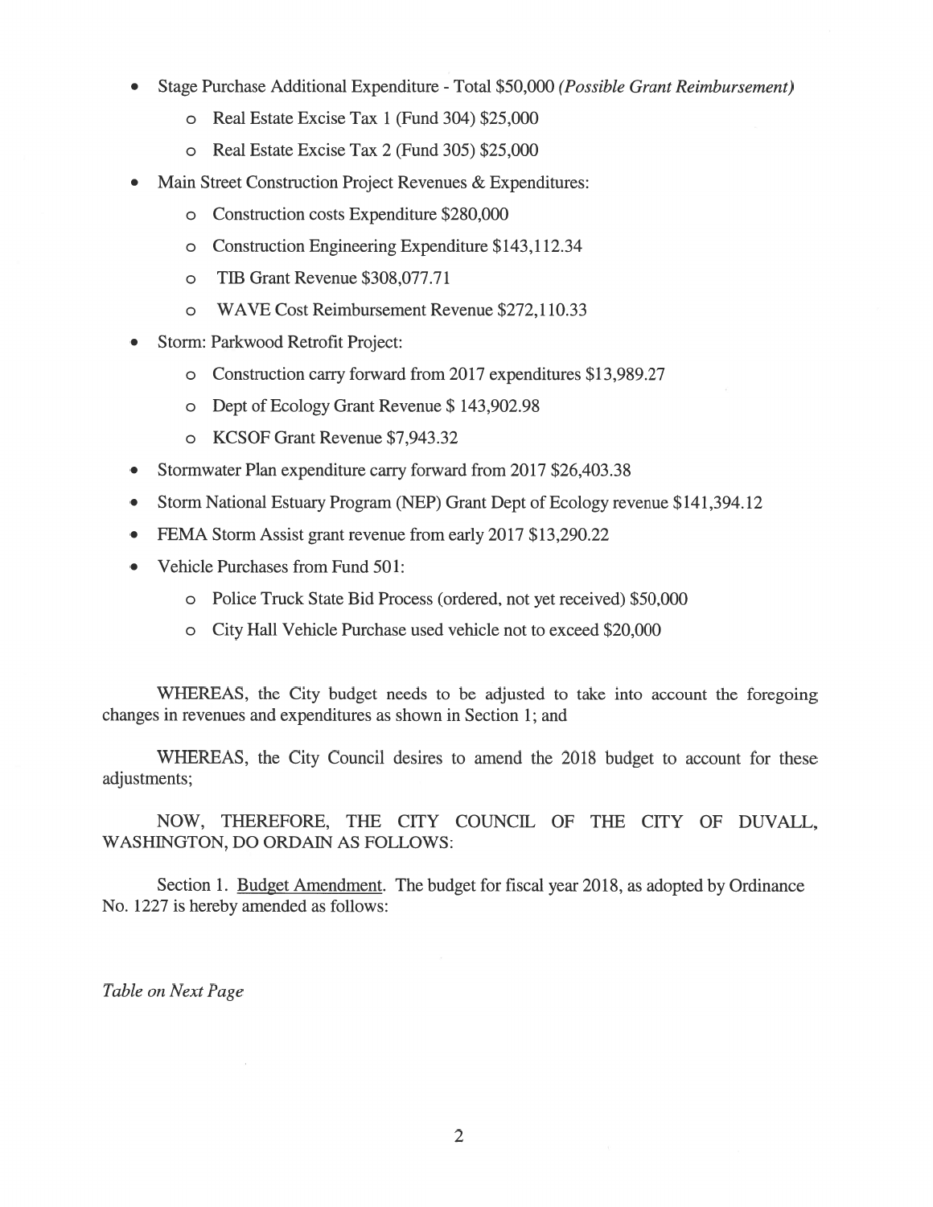- Stage Purchase Additional Expenditure - Total $50,000 *(Possible Grant Reimbursement)*
  - Real Estate Excise Tax 1 (Fund 304) $25,000
  - Real Estate Excise Tax 2 (Fund 305) $25,000
- Main Street Construction Project Revenues & Expenditures:
  - Construction costs Expenditure $280,000
  - Construction Engineering Expenditure $143,112.34
  - TIB Grant Revenue $308,077.71
  - WAVE Cost Reimbursement Revenue $272,110.33
- Storm: Parkwood Retrofit Project:
  - Construction carry forward from 2017 expenditures $13,989.27
  - Dept of Ecology Grant Revenue $ 143,902.98
  - KCSOF Grant Revenue $7,943.32
- Stormwater Plan expenditure carry forward from 2017 $26,403.38
- Storm National Estuary Program (NEP) Grant Dept of Ecology revenue $141,394.12
- FEMA Storm Assist grant revenue from early 2017 $13,290.22
- Vehicle Purchases from Fund 501:
  - Police Truck State Bid Process (ordered, not yet received) $50,000
  - City Hall Vehicle Purchase used vehicle not to exceed $20,000

WHEREAS, the City budget needs to be adjusted to take into account the foregoing changes in revenues and expenditures as shown in Section 1; and

WHEREAS, the City Council desires to amend the 2018 budget to account for these adjustments;

NOW, THEREFORE, THE CITY COUNCIL OF THE CITY OF DUVALL, WASHINGTON, DO ORDAIN AS FOLLOWS:

Section 1. Budget Amendment. The budget for fiscal year 2018, as adopted by Ordinance No. 1227 is hereby amended as follows:

*Table on Next Page*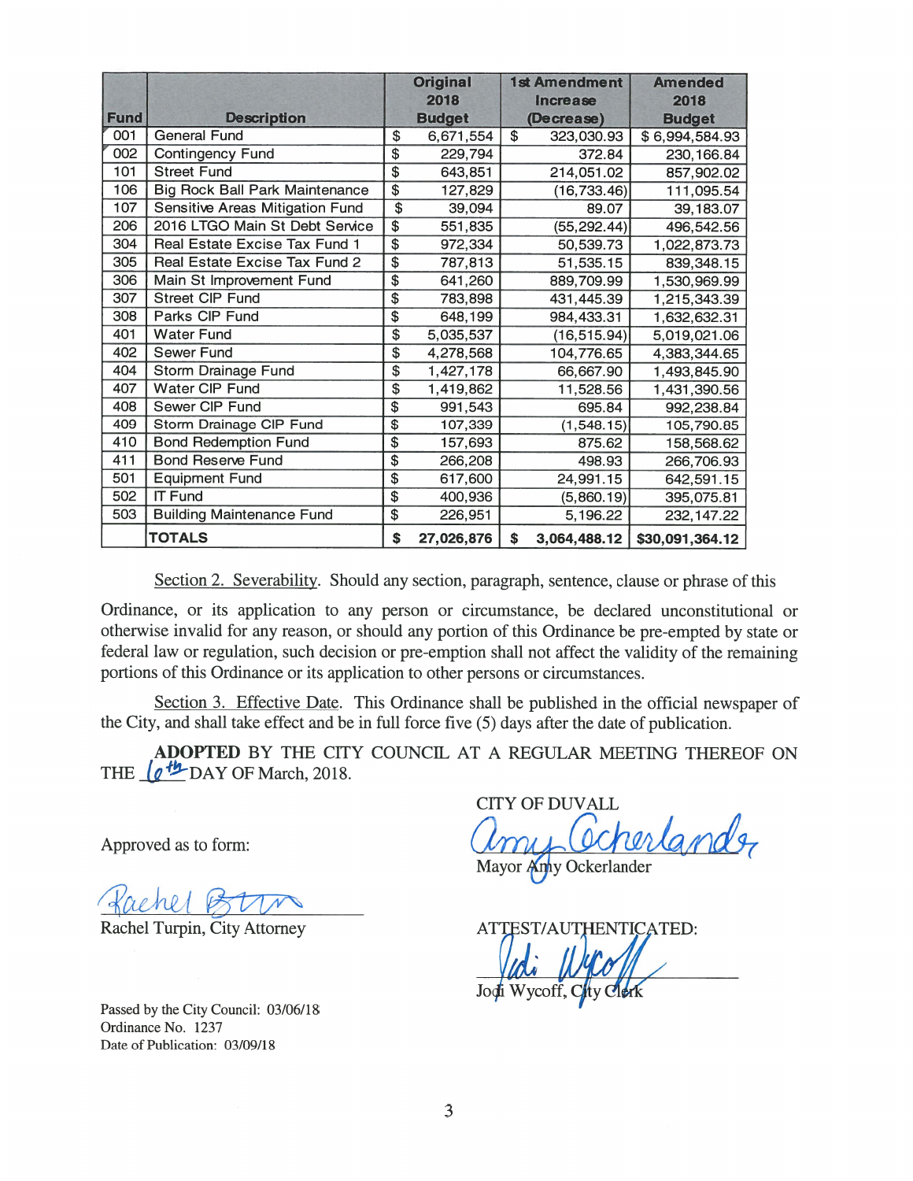| Fund | Description | Original 2018 Budget | 1st Amendment Increase (Decrease) | Amended 2018 Budget |
|---|---|---|---|---|
| 001 | General Fund | $ 6,671,554 | $ 323,030.93 | $ 6,994,584.93 |
| 002 | Contingency Fund | $ 229,794 | 372.84 | 230,166.84 |
| 101 | Street Fund | $ 643,851 | 214,051.02 | 857,902.02 |
| 106 | Big Rock Ball Park Maintenance | $ 127,829 | (16,733.46) | 111,095.54 |
| 107 | Sensitive Areas Mitigation Fund | $ 39,094 | 89.07 | 39,183.07 |
| 206 | 2016 LTGO Main St Debt Service | $ 551,835 | (55,292.44) | 496,542.56 |
| 304 | Real Estate Excise Tax Fund 1 | $ 972,334 | 50,539.73 | 1,022,873.73 |
| 305 | Real Estate Excise Tax Fund 2 | $ 787,813 | 51,535.15 | 839,348.15 |
| 306 | Main St Improvement Fund | $ 641,260 | 889,709.99 | 1,530,969.99 |
| 307 | Street CIP Fund | $ 783,898 | 431,445.39 | 1,215,343.39 |
| 308 | Parks CIP Fund | $ 648,199 | 984,433.31 | 1,632,632.31 |
| 401 | Water Fund | $ 5,035,537 | (16,515.94) | 5,019,021.06 |
| 402 | Sewer Fund | $ 4,278,568 | 104,776.65 | 4,383,344.65 |
| 404 | Storm Drainage Fund | $ 1,427,178 | 66,667.90 | 1,493,845.90 |
| 407 | Water CIP Fund | $ 1,419,862 | 11,528.56 | 1,431,390.56 |
| 408 | Sewer CIP Fund | $ 991,543 | 695.84 | 992,238.84 |
| 409 | Storm Drainage CIP Fund | $ 107,339 | (1,548.15) | 105,790.85 |
| 410 | Bond Redemption Fund | $ 157,693 | 875.62 | 158,568.62 |
| 411 | Bond Reserve Fund | $ 266,208 | 498.93 | 266,706.93 |
| 501 | Equipment Fund | $ 617,600 | 24,991.15 | 642,591.15 |
| 502 | IT Fund | $ 400,936 | (5,860.19) | 395,075.81 |
| 503 | Building Maintenance Fund | $ 226,951 | 5,196.22 | 232,147.22 |
| | **TOTALS** | **$ 27,026,876** | **$ 3,064,488.12** | **$30,091,364.12** |

Section 2. Severability. Should any section, paragraph, sentence, clause or phrase of this Ordinance, or its application to any person or circumstance, be declared unconstitutional or otherwise invalid for any reason, or should any portion of this Ordinance be pre-empted by state or federal law or regulation, such decision or pre-emption shall not affect the validity of the remaining portions of this Ordinance or its application to other persons or circumstances.

Section 3. Effective Date. This Ordinance shall be published in the official newspaper of the City, and shall take effect and be in full force five (5) days after the date of publication.

**ADOPTED** BY THE CITY COUNCIL AT A REGULAR MEETING THEREOF ON THE 6th DAY OF March, 2018.

CITY OF DUVALL

Mayor Amy Ockerlander

Approved as to form:

Rachel Turpin, City Attorney

ATTEST/AUTHENTICATED:

Jodi Wycoff, City Clerk

Passed by the City Council: 03/06/18
Ordinance No. 1237
Date of Publication: 03/09/18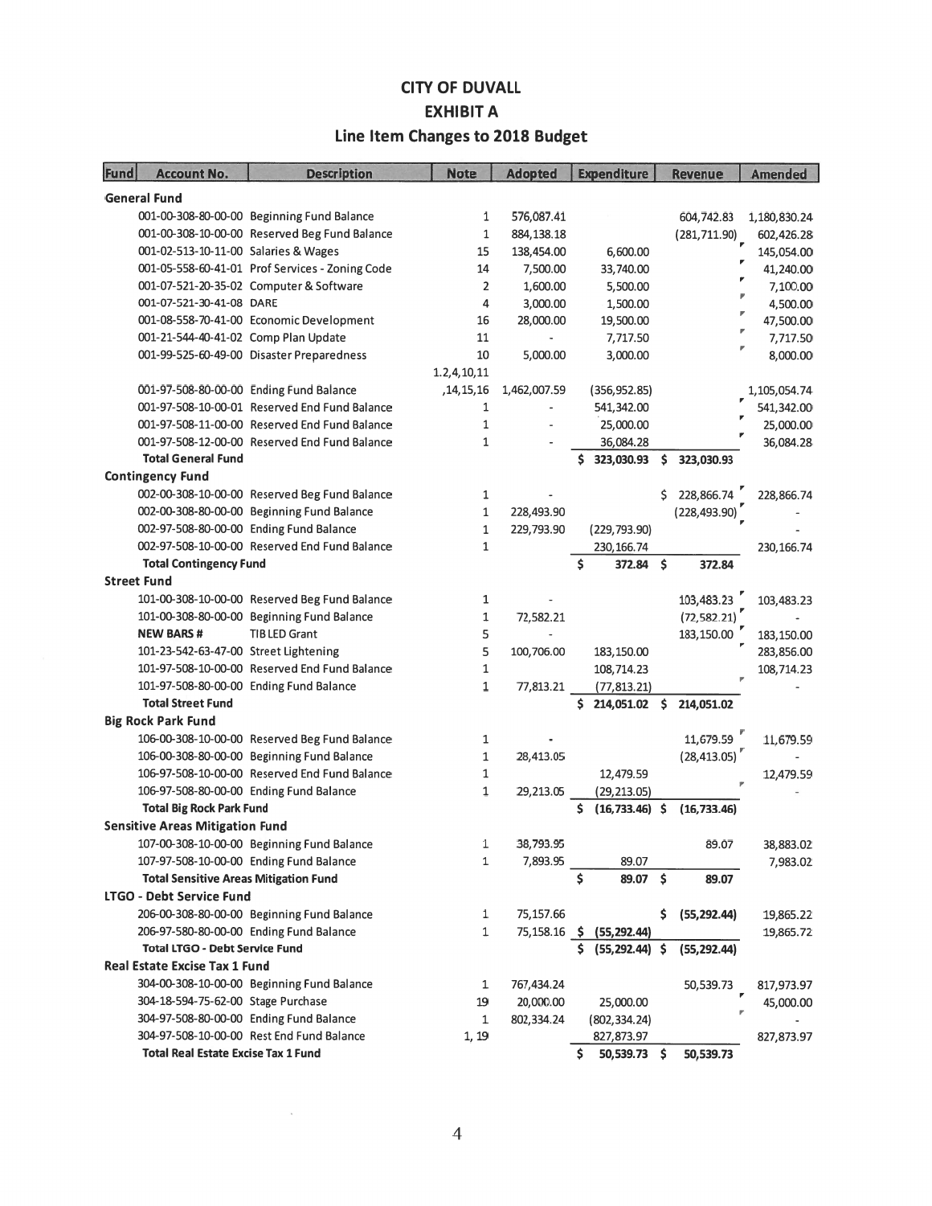# CITY OF DUVALL
## EXHIBIT A
### Line Item Changes to 2018 Budget

| Fund | Account No. | Description | Note | Adopted | Expenditure | Revenue | Amended |
|---|---|---|---|---|---|---|---|
| **General Fund** | | | | | | | |
| | 001-00-308-80-00-00 | Beginning Fund Balance | 1 | 576,087.41 | | 604,742.83 | 1,180,830.24 |
| | 001-00-308-10-00-00 | Reserved Beg Fund Balance | 1 | 884,138.18 | | (281,711.90) | 602,426.28 |
| | 001-02-513-10-11-00 | Salaries & Wages | 15 | 138,454.00 | 6,600.00 | | 145,054.00 |
| | 001-05-558-60-41-01 | Prof Services - Zoning Code | 14 | 7,500.00 | 33,740.00 | | 41,240.00 |
| | 001-07-521-20-35-02 | Computer & Software | 2 | 1,600.00 | 5,500.00 | | 7,100.00 |
| | 001-07-521-30-41-08 | DARE | 4 | 3,000.00 | 1,500.00 | | 4,500.00 |
| | 001-08-558-70-41-00 | Economic Development | 16 | 28,000.00 | 19,500.00 | | 47,500.00 |
| | 001-21-544-40-41-02 | Comp Plan Update | 11 | - | 7,717.50 | | 7,717.50 |
| | 001-99-525-60-49-00 | Disaster Preparedness | 10 | 5,000.00 | 3,000.00 | | 8,000.00 |
| | 001-97-508-80-00-00 | Ending Fund Balance | 1,2,4,10,11,14,15,16 | 1,462,007.59 | (356,952.85) | | 1,105,054.74 |
| | 001-97-508-10-00-01 | Reserved End Fund Balance | 1 | - | 541,342.00 | | 541,342.00 |
| | 001-97-508-11-00-00 | Reserved End Fund Balance | 1 | - | 25,000.00 | | 25,000.00 |
| | 001-97-508-12-00-00 | Reserved End Fund Balance | 1 | - | 36,084.28 | | 36,084.28 |
| | **Total General Fund** | | | | **$ 323,030.93** | **$ 323,030.93** | |
| **Contingency Fund** | | | | | | | |
| | 002-00-308-10-00-00 | Reserved Beg Fund Balance | 1 | - | | $ 228,866.74 | 228,866.74 |
| | 002-00-308-80-00-00 | Beginning Fund Balance | 1 | 228,493.90 | | (228,493.90) | - |
| | 002-97-508-80-00-00 | Ending Fund Balance | 1 | 229,793.90 | (229,793.90) | | - |
| | 002-97-508-10-00-00 | Reserved End Fund Balance | 1 | | 230,166.74 | | 230,166.74 |
| | **Total Contingency Fund** | | | | **$ 372.84** | **$ 372.84** | |
| **Street Fund** | | | | | | | |
| | 101-00-308-10-00-00 | Reserved Beg Fund Balance | 1 | - | | 103,483.23 | 103,483.23 |
| | 101-00-308-80-00-00 | Beginning Fund Balance | 1 | 72,582.21 | | (72,582.21) | - |
| | **NEW BARS #** | TIB LED Grant | 5 | - | | 183,150.00 | 183,150.00 |
| | 101-23-542-63-47-00 | Street Lightening | 5 | 100,706.00 | 183,150.00 | | 283,856.00 |
| | 101-97-508-10-00-00 | Reserved End Fund Balance | 1 | | 108,714.23 | | 108,714.23 |
| | 101-97-508-80-00-00 | Ending Fund Balance | 1 | 77,813.21 | (77,813.21) | | - |
| | **Total Street Fund** | | | | **$ 214,051.02** | **$ 214,051.02** | |
| **Big Rock Park Fund** | | | | | | | |
| | 106-00-308-10-00-00 | Reserved Beg Fund Balance | 1 | - | | 11,679.59 | 11,679.59 |
| | 106-00-308-80-00-00 | Beginning Fund Balance | 1 | 28,413.05 | | (28,413.05) | - |
| | 106-97-508-10-00-00 | Reserved End Fund Balance | 1 | | 12,479.59 | | 12,479.59 |
| | 106-97-508-80-00-00 | Ending Fund Balance | 1 | 29,213.05 | (29,213.05) | | - |
| | **Total Big Rock Park Fund** | | | | **$ (16,733.46)** | **$ (16,733.46)** | |
| **Sensitive Areas Mitigation Fund** | | | | | | | |
| | 107-00-308-10-00-00 | Beginning Fund Balance | 1 | 38,793.95 | | 89.07 | 38,883.02 |
| | 107-97-508-10-00-00 | Ending Fund Balance | 1 | 7,893.95 | 89.07 | | 7,983.02 |
| | **Total Sensitive Areas Mitigation Fund** | | | | **$ 89.07** | **$ 89.07** | |
| **LTGO - Debt Service Fund** | | | | | | | |
| | 206-00-308-80-00-00 | Beginning Fund Balance | 1 | 75,157.66 | | $ (55,292.44) | 19,865.22 |
| | 206-97-580-80-00-00 | Ending Fund Balance | 1 | 75,158.16 | $ (55,292.44) | | 19,865.72 |
| | **Total LTGO - Debt Service Fund** | | | | **$ (55,292.44)** | **$ (55,292.44)** | |
| **Real Estate Excise Tax 1 Fund** | | | | | | | |
| | 304-00-308-10-00-00 | Beginning Fund Balance | 1 | 767,434.24 | | 50,539.73 | 817,973.97 |
| | 304-18-594-75-62-00 | Stage Purchase | 19 | 20,000.00 | 25,000.00 | | 45,000.00 |
| | 304-97-508-80-00-00 | Ending Fund Balance | 1 | 802,334.24 | (802,334.24) | | - |
| | 304-97-508-10-00-00 | Rest End Fund Balance | 1, 19 | | 827,873.97 | | 827,873.97 |
| | **Total Real Estate Excise Tax 1 Fund** | | | | **$ 50,539.73** | **$ 50,539.73** | |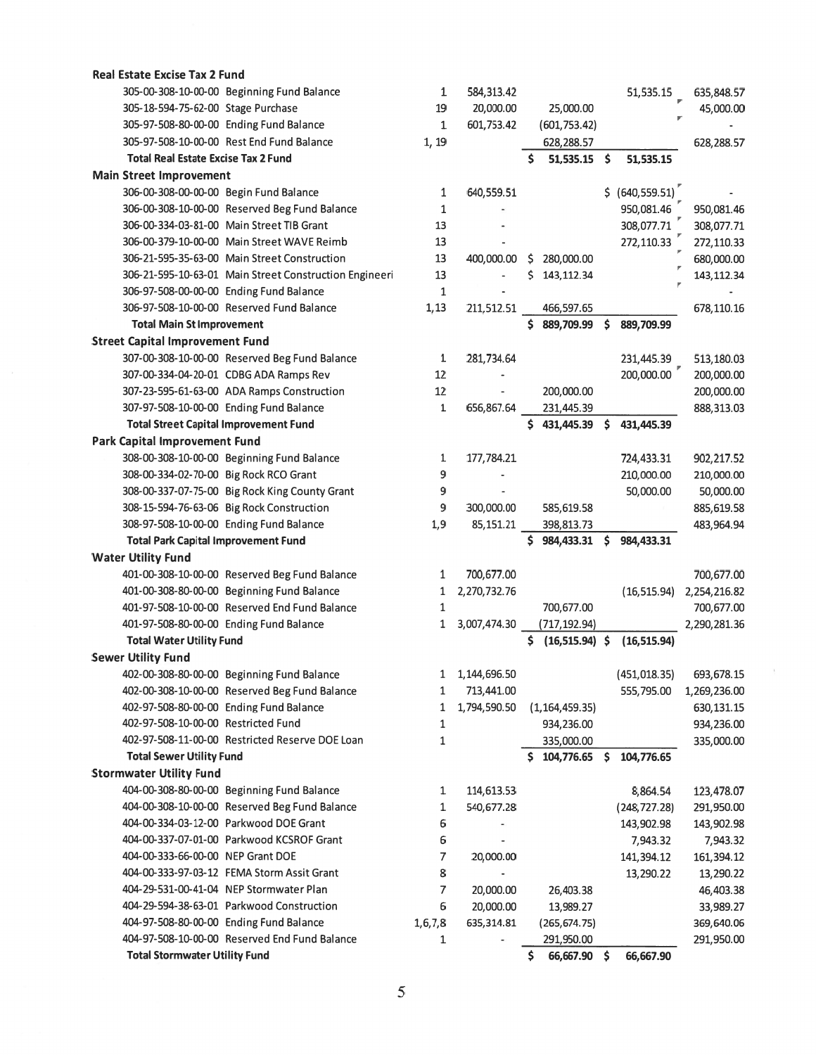| Account | Description | Ref | Col 1 | Col 2 | Col 3 | Col 4 |
|---|---|---|---|---|---|---|
| **Real Estate Excise Tax 2 Fund** | | | | | | |
| 305-00-308-10-00-00 | Beginning Fund Balance | 1 | 584,313.42 | | 51,535.15 | 635,848.57 |
| 305-18-594-75-62-00 | Stage Purchase | 19 | 20,000.00 | 25,000.00 | | 45,000.00 |
| 305-97-508-80-00-00 | Ending Fund Balance | 1 | 601,753.42 | (601,753.42) | | - |
| 305-97-508-10-00-00 | Rest End Fund Balance | 1, 19 | | 628,288.57 | | 628,288.57 |
| **Total Real Estate Excise Tax 2 Fund** | | | | **$ 51,535.15** | **$ 51,535.15** | |
| **Main Street Improvement** | | | | | | |
| 306-00-308-00-00-00 | Begin Fund Balance | 1 | 640,559.51 | | $ (640,559.51) | - |
| 306-00-308-10-00-00 | Reserved Beg Fund Balance | 1 | - | | 950,081.46 | 950,081.46 |
| 306-00-334-03-81-00 | Main Street TIB Grant | 13 | - | | 308,077.71 | 308,077.71 |
| 306-00-379-10-00-00 | Main Street WAVE Reimb | 13 | - | | 272,110.33 | 272,110.33 |
| 306-21-595-35-63-00 | Main Street Construction | 13 | 400,000.00 | $ 280,000.00 | | 680,000.00 |
| 306-21-595-10-63-01 | Main Street Construction Engineeri | 13 | - | $ 143,112.34 | | 143,112.34 |
| 306-97-508-00-00-00 | Ending Fund Balance | 1 | - | | | - |
| 306-97-508-10-00-00 | Reserved Fund Balance | 1,13 | 211,512.51 | 466,597.65 | | 678,110.16 |
| **Total Main St Improvement** | | | | **$ 889,709.99** | **$ 889,709.99** | |
| **Street Capital Improvement Fund** | | | | | | |
| 307-00-308-10-00-00 | Reserved Beg Fund Balance | 1 | 281,734.64 | | 231,445.39 | 513,180.03 |
| 307-00-334-04-20-01 | CDBG ADA Ramps Rev | 12 | - | | 200,000.00 | 200,000.00 |
| 307-23-595-61-63-00 | ADA Ramps Construction | 12 | - | 200,000.00 | | 200,000.00 |
| 307-97-508-10-00-00 | Ending Fund Balance | 1 | 656,867.64 | 231,445.39 | | 888,313.03 |
| **Total Street Capital Improvement Fund** | | | | **$ 431,445.39** | **$ 431,445.39** | |
| **Park Capital Improvement Fund** | | | | | | |
| 308-00-308-10-00-00 | Beginning Fund Balance | 1 | 177,784.21 | | 724,433.31 | 902,217.52 |
| 308-00-334-02-70-00 | Big Rock RCO Grant | 9 | - | | 210,000.00 | 210,000.00 |
| 308-00-337-07-75-00 | Big Rock King County Grant | 9 | - | | 50,000.00 | 50,000.00 |
| 308-15-594-76-63-06 | Big Rock Construction | 9 | 300,000.00 | 585,619.58 | | 885,619.58 |
| 308-97-508-10-00-00 | Ending Fund Balance | 1,9 | 85,151.21 | 398,813.73 | | 483,964.94 |
| **Total Park Capital Improvement Fund** | | | | **$ 984,433.31** | **$ 984,433.31** | |
| **Water Utility Fund** | | | | | | |
| 401-00-308-10-00-00 | Reserved Beg Fund Balance | 1 | 700,677.00 | | | 700,677.00 |
| 401-00-308-80-00-00 | Beginning Fund Balance | 1 | 2,270,732.76 | | (16,515.94) | 2,254,216.82 |
| 401-97-508-10-00-00 | Reserved End Fund Balance | 1 | | 700,677.00 | | 700,677.00 |
| 401-97-508-80-00-00 | Ending Fund Balance | 1 | 3,007,474.30 | (717,192.94) | | 2,290,281.36 |
| **Total Water Utility Fund** | | | | **$ (16,515.94)** | **$ (16,515.94)** | |
| **Sewer Utility Fund** | | | | | | |
| 402-00-308-80-00-00 | Beginning Fund Balance | 1 | 1,144,696.50 | | (451,018.35) | 693,678.15 |
| 402-00-308-10-00-00 | Reserved Beg Fund Balance | 1 | 713,441.00 | | 555,795.00 | 1,269,236.00 |
| 402-97-508-80-00-00 | Ending Fund Balance | 1 | 1,794,590.50 | (1,164,459.35) | | 630,131.15 |
| 402-97-508-10-00-00 | Restricted Fund | 1 | | 934,236.00 | | 934,236.00 |
| 402-97-508-11-00-00 | Restricted Reserve DOE Loan | 1 | | 335,000.00 | | 335,000.00 |
| **Total Sewer Utility Fund** | | | | **$ 104,776.65** | **$ 104,776.65** | |
| **Stormwater Utility Fund** | | | | | | |
| 404-00-308-80-00-00 | Beginning Fund Balance | 1 | 114,613.53 | | 8,864.54 | 123,478.07 |
| 404-00-308-10-00-00 | Reserved Beg Fund Balance | 1 | 540,677.28 | | (248,727.28) | 291,950.00 |
| 404-00-334-03-12-00 | Parkwood DOE Grant | 6 | - | | 143,902.98 | 143,902.98 |
| 404-00-337-07-01-00 | Parkwood KCSROF Grant | 6 | - | | 7,943.32 | 7,943.32 |
| 404-00-333-66-00-00 | NEP Grant DOE | 7 | 20,000.00 | | 141,394.12 | 161,394.12 |
| 404-00-333-97-03-12 | FEMA Storm Assit Grant | 8 | - | | 13,290.22 | 13,290.22 |
| 404-29-531-00-41-04 | NEP Stormwater Plan | 7 | 20,000.00 | 26,403.38 | | 46,403.38 |
| 404-29-594-38-63-01 | Parkwood Construction | 6 | 20,000.00 | 13,989.27 | | 33,989.27 |
| 404-97-508-80-00-00 | Ending Fund Balance | 1,6,7,8 | 635,314.81 | (265,674.75) | | 369,640.06 |
| 404-97-508-10-00-00 | Reserved End Fund Balance | 1 | - | 291,950.00 | | 291,950.00 |
| **Total Stormwater Utility Fund** | | | | **$ 66,667.90** | **$ 66,667.90** | |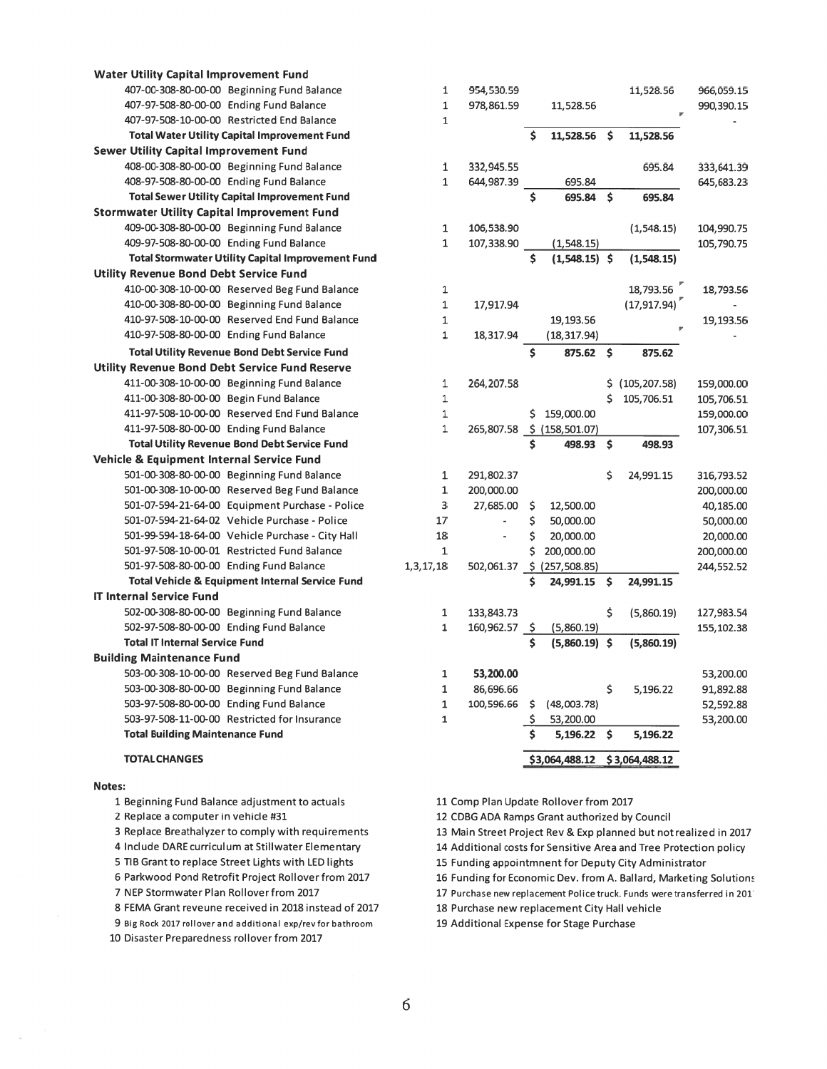| | | | | | |
|---|---|---|---|---|---|
| **Water Utility Capital Improvement Fund** | | | | | |
| 407-00-308-80-00-00 Beginning Fund Balance | 1 | 954,530.59 | | 11,528.56 | 966,059.15 |
| 407-97-508-80-00-00 Ending Fund Balance | 1 | 978,861.59 | 11,528.56 | | 990,390.15 |
| 407-97-508-10-00-00 Restricted End Balance | 1 | | | | - |
| **Total Water Utility Capital Improvement Fund** | | | $ 11,528.56 | $ 11,528.56 | |
| **Sewer Utility Capital Improvement Fund** | | | | | |
| 408-00-308-80-00-00 Beginning Fund Balance | 1 | 332,945.55 | | 695.84 | 333,641.39 |
| 408-97-508-80-00-00 Ending Fund Balance | 1 | 644,987.39 | 695.84 | | 645,683.23 |
| **Total Sewer Utility Capital Improvement Fund** | | | $ 695.84 | $ 695.84 | |
| **Stormwater Utility Capital Improvement Fund** | | | | | |
| 409-00-308-80-00-00 Beginning Fund Balance | 1 | 106,538.90 | | (1,548.15) | 104,990.75 |
| 409-97-508-80-00-00 Ending Fund Balance | 1 | 107,338.90 | (1,548.15) | | 105,790.75 |
| **Total Stormwater Utility Capital Improvement Fund** | | | $ (1,548.15) | $ (1,548.15) | |
| **Utility Revenue Bond Debt Service Fund** | | | | | |
| 410-00-308-10-00-00 Reserved Beg Fund Balance | 1 | | | 18,793.56 | 18,793.56 |
| 410-00-308-80-00-00 Beginning Fund Balance | 1 | 17,917.94 | | (17,917.94) | - |
| 410-97-508-10-00-00 Reserved End Fund Balance | 1 | | 19,193.56 | | 19,193.56 |
| 410-97-508-80-00-00 Ending Fund Balance | 1 | 18,317.94 | (18,317.94) | | - |
| **Total Utility Revenue Bond Debt Service Fund** | | | $ 875.62 | $ 875.62 | |
| **Utility Revenue Bond Debt Service Fund Reserve** | | | | | |
| 411-00-308-10-00-00 Beginning Fund Balance | 1 | 264,207.58 | | $ (105,207.58) | 159,000.00 |
| 411-00-308-80-00-00 Begin Fund Balance | 1 | | | $ 105,706.51 | 105,706.51 |
| 411-97-508-10-00-00 Reserved End Fund Balance | 1 | | $ 159,000.00 | | 159,000.00 |
| 411-97-508-80-00-00 Ending Fund Balance | 1 | 265,807.58 | $ (158,501.07) | | 107,306.51 |
| **Total Utility Revenue Bond Debt Service Fund** | | | $ 498.93 | $ 498.93 | |
| **Vehicle & Equipment Internal Service Fund** | | | | | |
| 501-00-308-80-00-00 Beginning Fund Balance | 1 | 291,802.37 | | $ 24,991.15 | 316,793.52 |
| 501-00-308-10-00-00 Reserved Beg Fund Balance | 1 | 200,000.00 | | | 200,000.00 |
| 501-07-594-21-64-00 Equipment Purchase - Police | 3 | 27,685.00 | $ 12,500.00 | | 40,185.00 |
| 501-07-594-21-64-02 Vehicle Purchase - Police | 17 | - | $ 50,000.00 | | 50,000.00 |
| 501-99-594-18-64-00 Vehicle Purchase - City Hall | 18 | - | $ 20,000.00 | | 20,000.00 |
| 501-97-508-10-00-01 Restricted Fund Balance | 1 | | $ 200,000.00 | | 200,000.00 |
| 501-97-508-80-00-00 Ending Fund Balance | 1,3,17,18 | 502,061.37 | $ (257,508.85) | | 244,552.52 |
| **Total Vehicle & Equipment Internal Service Fund** | | | $ 24,991.15 | $ 24,991.15 | |
| **IT Internal Service Fund** | | | | | |
| 502-00-308-80-00-00 Beginning Fund Balance | 1 | 133,843.73 | | $ (5,860.19) | 127,983.54 |
| 502-97-508-80-00-00 Ending Fund Balance | 1 | 160,962.57 | $ (5,860.19) | | 155,102.38 |
| **Total IT Internal Service Fund** | | | $ (5,860.19) | $ (5,860.19) | |
| **Building Maintenance Fund** | | | | | |
| 503-00-308-10-00-00 Reserved Beg Fund Balance | 1 | **53,200.00** | | | 53,200.00 |
| 503-00-308-80-00-00 Beginning Fund Balance | 1 | 86,696.66 | | $ 5,196.22 | 91,892.88 |
| 503-97-508-80-00-00 Ending Fund Balance | 1 | 100,596.66 | $ (48,003.78) | | 52,592.88 |
| 503-97-508-11-00-00 Restricted for Insurance | 1 | | $ 53,200.00 | | 53,200.00 |
| **Total Building Maintenance Fund** | | | $ 5,196.22 | $ 5,196.22 | |
| **TOTAL CHANGES** | | | $3,064,488.12 | $3,064,488.12 | |

**Notes:**

1 Beginning Fund Balance adjustment to actuals
2 Replace a computer in vehicle #31
3 Replace Breathalyzer to comply with requirements
4 Include DARE curriculum at Stillwater Elementary
5 TIB Grant to replace Street Lights with LED lights
6 Parkwood Pond Retrofit Project Rollover from 2017
7 NEP Stormwater Plan Rollover from 2017
8 FEMA Grant reveune received in 2018 instead of 2017
9 Big Rock 2017 rollover and additional exp/rev for bathroom
10 Disaster Preparedness rollover from 2017
11 Comp Plan Update Rollover from 2017
12 CDBG ADA Ramps Grant authorized by Council
13 Main Street Project Rev & Exp planned but not realized in 2017
14 Additional costs for Sensitive Area and Tree Protection policy
15 Funding appointmnent for Deputy City Administrator
16 Funding for Economic Dev. from A. Ballard, Marketing Solutions
17 Purchase new replacement Police truck. Funds were transferred in 201
18 Purchase new replacement City Hall vehicle
19 Additional Expense for Stage Purchase